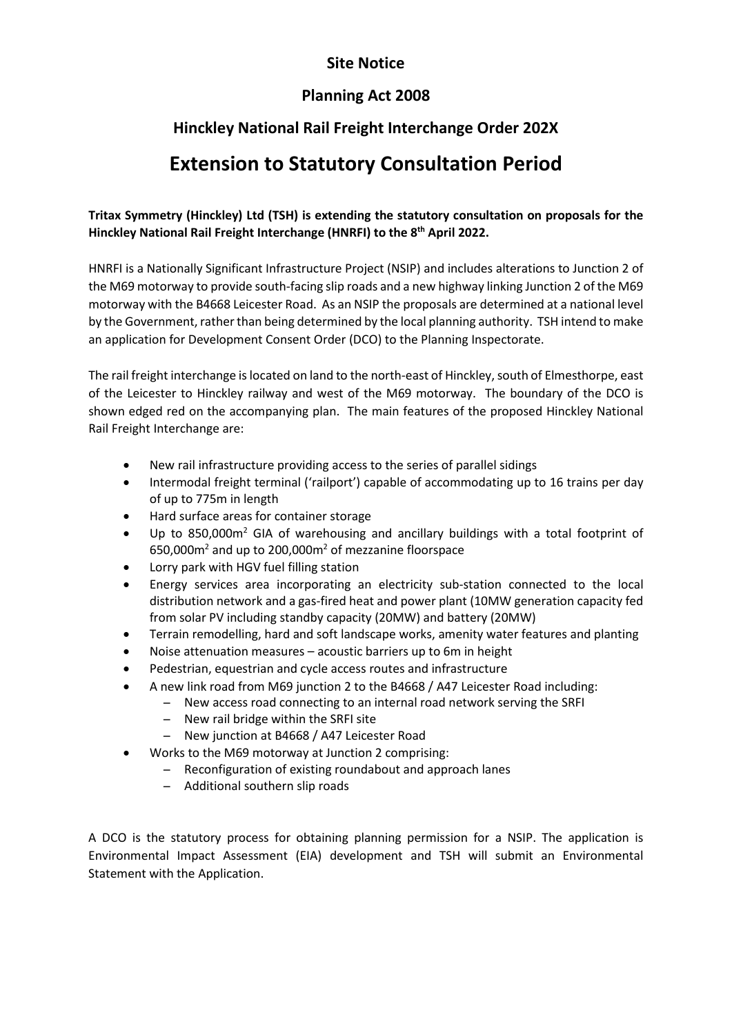**Site Notice**

**Planning Act 2008**

**Hinckley National Rail Freight Interchange Order 202X**

# Extension to Statutory Consultation Period

**Tritax Symmetry (Hinckley) Ltd (TSH) is extending the statutory consultation on proposals for the Hinckley National Rail Freight Interchange (HNRFI) to the 8th April 2022.**

HNRFI is a Nationally Significant Infrastructure Project (NSIP) and includes alterations to Junction 2 of the M69 motorway to provide south-facing slip roads and a new highway linking Junction 2 of the M69 motorway with the B4668 Leicester Road. As an NSIP the proposals are determined at a national level by the Government, rather than being determined by the local planning authority. TSH intend to make an application for Development Consent Order (DCO) to the Planning Inspectorate.

The rail freight interchange is located on land to the north-east of Hinckley, south of Elmesthorpe, east of the Leicester to Hinckley railway and west of the M69 motorway. The boundary of the DCO is shown edged red on the accompanying plan. The main features of the proposed Hinckley National Rail Freight Interchange are:

- New rail infrastructure providing access to the series of parallel sidings
- Intermodal freight terminal ('railport') capable of accommodating up to 16 trains per day of up to 775m in length
- Hard surface areas for container storage
- Up to 850,000m$^2$ GIA of warehousing and ancillary buildings with a total footprint of 650,000m$^2$ and up to 200,000m$^2$ of mezzanine floorspace
- Lorry park with HGV fuel filling station
- Energy services area incorporating an electricity sub-station connected to the local distribution network and a gas-fired heat and power plant (10MW generation capacity fed from solar PV including standby capacity (20MW) and battery (20MW)
- Terrain remodelling, hard and soft landscape works, amenity water features and planting
- Noise attenuation measures – acoustic barriers up to 6m in height
- Pedestrian, equestrian and cycle access routes and infrastructure
- A new link road from M69 junction 2 to the B4668 / A47 Leicester Road including:
  - New access road connecting to an internal road network serving the SRFI
  - New rail bridge within the SRFI site
  - New junction at B4668 / A47 Leicester Road
- Works to the M69 motorway at Junction 2 comprising:
  - Reconfiguration of existing roundabout and approach lanes
  - Additional southern slip roads

A DCO is the statutory process for obtaining planning permission for a NSIP. The application is Environmental Impact Assessment (EIA) development and TSH will submit an Environmental Statement with the Application.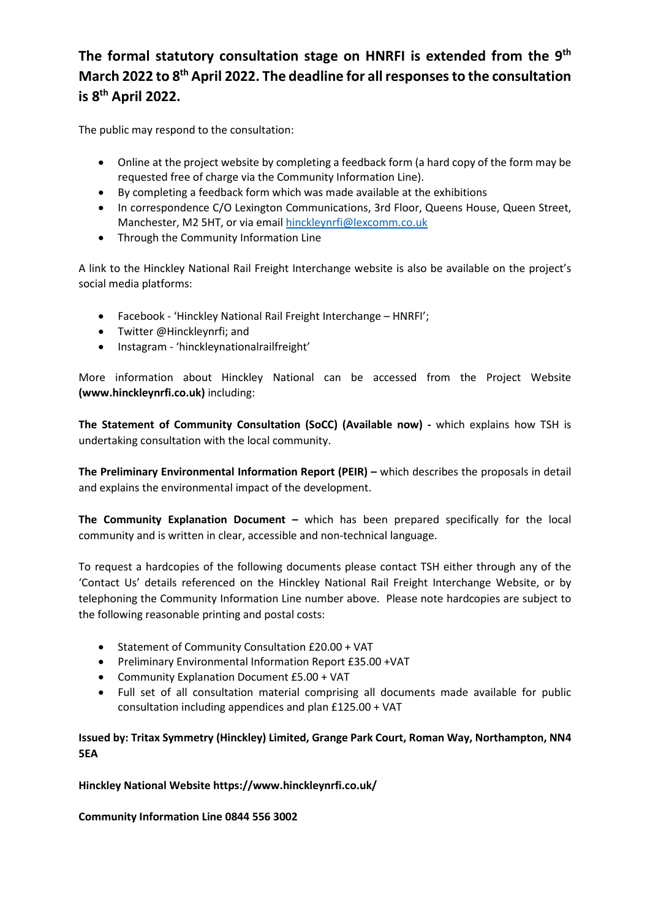**The formal statutory consultation stage on HNRFI is extended from the 9th March 2022 to 8th April 2022. The deadline for all responses to the consultation is 8th April 2022.**

The public may respond to the consultation:

- Online at the project website by completing a feedback form (a hard copy of the form may be requested free of charge via the Community Information Line).
- By completing a feedback form which was made available at the exhibitions
- In correspondence C/O Lexington Communications, 3rd Floor, Queens House, Queen Street, Manchester, M2 5HT, or via email hinckleynrfi@lexcomm.co.uk
- Through the Community Information Line

A link to the Hinckley National Rail Freight Interchange website is also be available on the project's social media platforms:

- Facebook - 'Hinckley National Rail Freight Interchange – HNRFI';
- Twitter @Hinckleynrfi; and
- Instagram - 'hinckleynationalrailfreight'

More information about Hinckley National can be accessed from the Project Website **(www.hinckleynrfi.co.uk)** including:

**The Statement of Community Consultation (SoCC) (Available now) -** which explains how TSH is undertaking consultation with the local community.

**The Preliminary Environmental Information Report (PEIR) –** which describes the proposals in detail and explains the environmental impact of the development.

**The Community Explanation Document –** which has been prepared specifically for the local community and is written in clear, accessible and non-technical language.

To request a hardcopies of the following documents please contact TSH either through any of the 'Contact Us' details referenced on the Hinckley National Rail Freight Interchange Website, or by telephoning the Community Information Line number above. Please note hardcopies are subject to the following reasonable printing and postal costs:

- Statement of Community Consultation £20.00 + VAT
- Preliminary Environmental Information Report £35.00 +VAT
- Community Explanation Document £5.00 + VAT
- Full set of all consultation material comprising all documents made available for public consultation including appendices and plan £125.00 + VAT

**Issued by: Tritax Symmetry (Hinckley) Limited, Grange Park Court, Roman Way, Northampton, NN4 5EA**

**Hinckley National Website https://www.hinckleynrfi.co.uk/**

**Community Information Line 0844 556 3002**